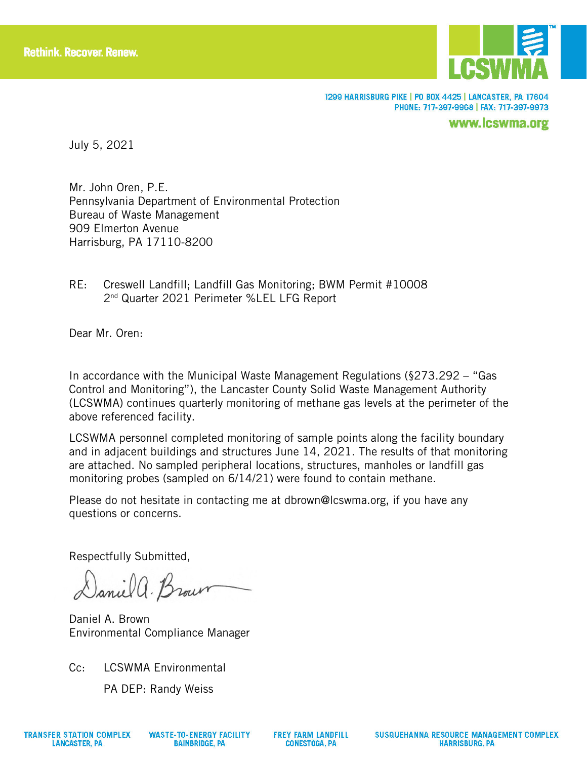Rethink. Recover. Renew.

LCSWMA

1299 HARRISBURG PIKE | PO BOX 4425 | LANCASTER, PA 17604
PHONE: 717-397-9968 | FAX: 717-397-9973
www.lcswma.org

July 5, 2021

Mr. John Oren, P.E.
Pennsylvania Department of Environmental Protection
Bureau of Waste Management
909 Elmerton Avenue
Harrisburg, PA 17110-8200

RE: Creswell Landfill; Landfill Gas Monitoring; BWM Permit #10008
2nd Quarter 2021 Perimeter %LEL LFG Report

Dear Mr. Oren:

In accordance with the Municipal Waste Management Regulations (§273.292 – "Gas Control and Monitoring"), the Lancaster County Solid Waste Management Authority (LCSWMA) continues quarterly monitoring of methane gas levels at the perimeter of the above referenced facility.

LCSWMA personnel completed monitoring of sample points along the facility boundary and in adjacent buildings and structures June 14, 2021. The results of that monitoring are attached. No sampled peripheral locations, structures, manholes or landfill gas monitoring probes (sampled on 6/14/21) were found to contain methane.

Please do not hesitate in contacting me at dbrown@lcswma.org, if you have any questions or concerns.

Respectfully Submitted,

Daniel A. Brown
Environmental Compliance Manager

Cc: LCSWMA Environmental
PA DEP: Randy Weiss

TRANSFER STATION COMPLEX LANCASTER, PA | WASTE-TO-ENERGY FACILITY BAINBRIDGE, PA | FREY FARM LANDFILL CONESTOGA, PA | SUSQUEHANNA RESOURCE MANAGEMENT COMPLEX HARRISBURG, PA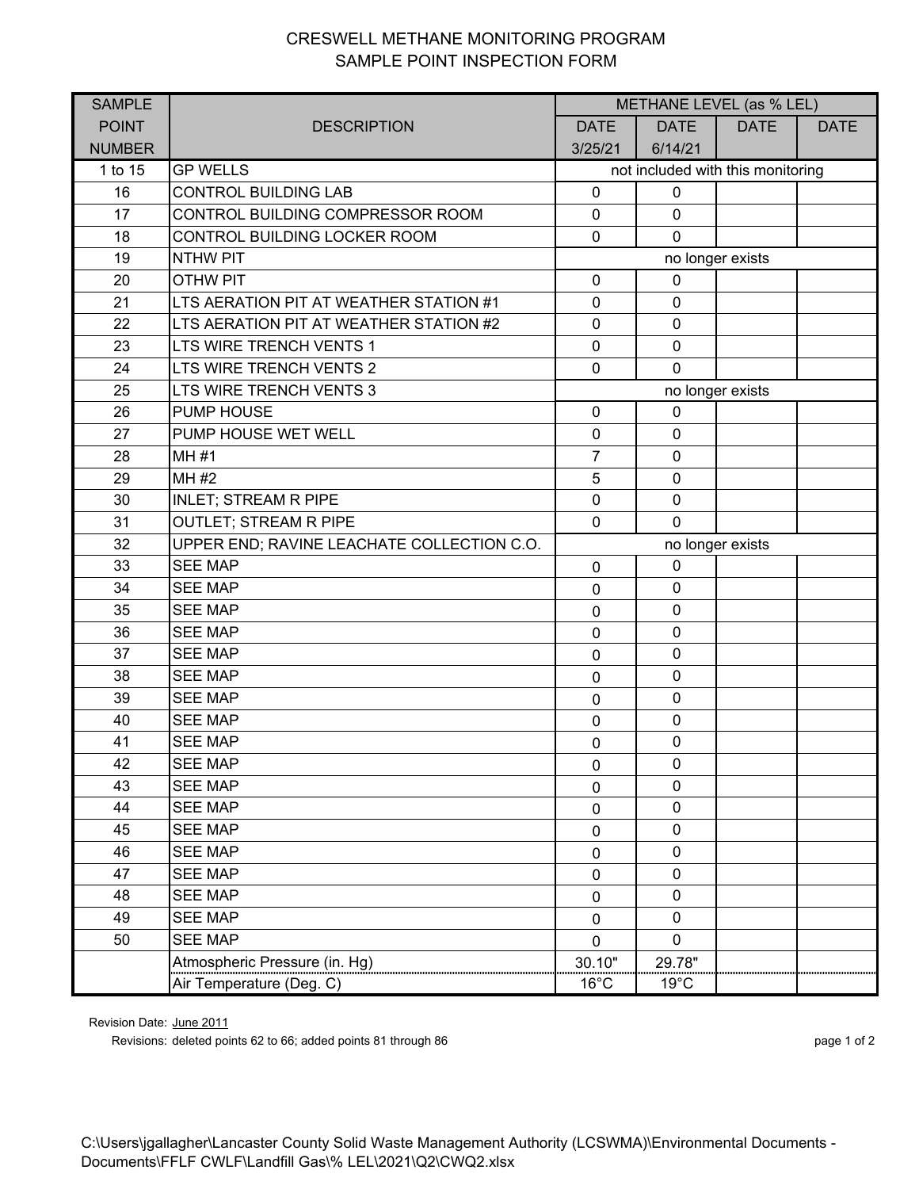# CRESWELL METHANE MONITORING PROGRAM
## SAMPLE POINT INSPECTION FORM

| SAMPLE POINT NUMBER | DESCRIPTION | METHANE LEVEL (as % LEL) | | | |
|---|---|---|---|---|---|
| | | DATE 3/25/21 | DATE 6/14/21 | DATE | DATE |
| 1 to 15 | GP WELLS | not included with this monitoring | | | |
| 16 | CONTROL BUILDING LAB | 0 | 0 | | |
| 17 | CONTROL BUILDING COMPRESSOR ROOM | 0 | 0 | | |
| 18 | CONTROL BUILDING LOCKER ROOM | 0 | 0 | | |
| 19 | NTHW PIT | no longer exists | | | |
| 20 | OTHW PIT | 0 | 0 | | |
| 21 | LTS AERATION PIT AT WEATHER STATION #1 | 0 | 0 | | |
| 22 | LTS AERATION PIT AT WEATHER STATION #2 | 0 | 0 | | |
| 23 | LTS WIRE TRENCH VENTS 1 | 0 | 0 | | |
| 24 | LTS WIRE TRENCH VENTS 2 | 0 | 0 | | |
| 25 | LTS WIRE TRENCH VENTS 3 | no longer exists | | | |
| 26 | PUMP HOUSE | 0 | 0 | | |
| 27 | PUMP HOUSE WET WELL | 0 | 0 | | |
| 28 | MH #1 | 7 | 0 | | |
| 29 | MH #2 | 5 | 0 | | |
| 30 | INLET; STREAM R PIPE | 0 | 0 | | |
| 31 | OUTLET; STREAM R PIPE | 0 | 0 | | |
| 32 | UPPER END; RAVINE LEACHATE COLLECTION C.O. | no longer exists | | | |
| 33 | SEE MAP | 0 | 0 | | |
| 34 | SEE MAP | 0 | 0 | | |
| 35 | SEE MAP | 0 | 0 | | |
| 36 | SEE MAP | 0 | 0 | | |
| 37 | SEE MAP | 0 | 0 | | |
| 38 | SEE MAP | 0 | 0 | | |
| 39 | SEE MAP | 0 | 0 | | |
| 40 | SEE MAP | 0 | 0 | | |
| 41 | SEE MAP | 0 | 0 | | |
| 42 | SEE MAP | 0 | 0 | | |
| 43 | SEE MAP | 0 | 0 | | |
| 44 | SEE MAP | 0 | 0 | | |
| 45 | SEE MAP | 0 | 0 | | |
| 46 | SEE MAP | 0 | 0 | | |
| 47 | SEE MAP | 0 | 0 | | |
| 48 | SEE MAP | 0 | 0 | | |
| 49 | SEE MAP | 0 | 0 | | |
| 50 | SEE MAP | 0 | 0 | | |
| | Atmospheric Pressure (in. Hg) | 30.10" | 29.78" | | |
| | Air Temperature (Deg. C) | 16°C | 19°C | | |

Revision Date: June 2011

Revisions: deleted points 62 to 66; added points 81 through 86

C:\Users\jgallagher\Lancaster County Solid Waste Management Authority (LCSWMA)\Environmental Documents - Documents\FFLF CWLF\Landfill Gas\% LEL\2021\Q2\CWQ2.xlsx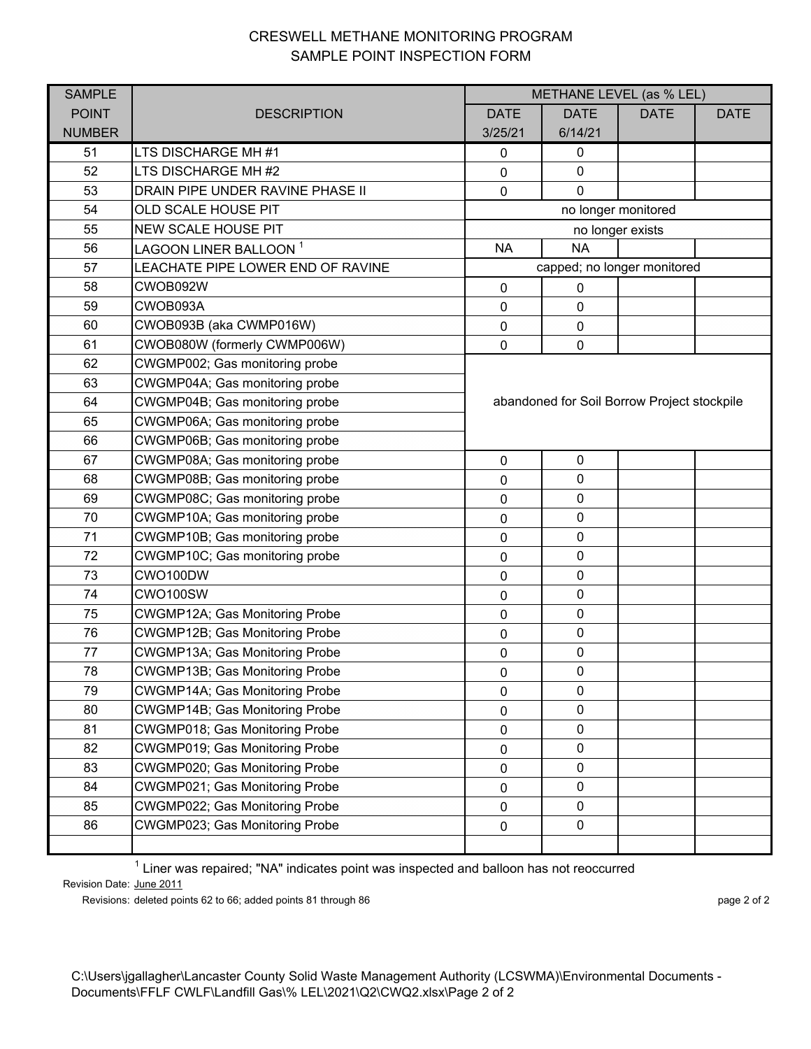# CRESWELL METHANE MONITORING PROGRAM
## SAMPLE POINT INSPECTION FORM

| SAMPLE POINT NUMBER | DESCRIPTION | METHANE LEVEL (as % LEL) | | | |
|---|---|---|---|---|---|
| | | DATE 3/25/21 | DATE 6/14/21 | DATE | DATE |
| 51 | LTS DISCHARGE MH #1 | 0 | 0 | | |
| 52 | LTS DISCHARGE MH #2 | 0 | 0 | | |
| 53 | DRAIN PIPE UNDER RAVINE PHASE II | 0 | 0 | | |
| 54 | OLD SCALE HOUSE PIT | no longer monitored | | | |
| 55 | NEW SCALE HOUSE PIT | no longer exists | | | |
| 56 | LAGOON LINER BALLOON [1] | NA | NA | | |
| 57 | LEACHATE PIPE LOWER END OF RAVINE | capped; no longer monitored | | | |
| 58 | CWOB092W | 0 | 0 | | |
| 59 | CWOB093A | 0 | 0 | | |
| 60 | CWOB093B (aka CWMP016W) | 0 | 0 | | |
| 61 | CWOB080W (formerly CWMP006W) | 0 | 0 | | |
| 62 | CWGMP002; Gas monitoring probe | abandoned for Soil Borrow Project stockpile | | | |
| 63 | CWGMP04A; Gas monitoring probe | | | | |
| 64 | CWGMP04B; Gas monitoring probe | | | | |
| 65 | CWGMP06A; Gas monitoring probe | | | | |
| 66 | CWGMP06B; Gas monitoring probe | | | | |
| 67 | CWGMP08A; Gas monitoring probe | 0 | 0 | | |
| 68 | CWGMP08B; Gas monitoring probe | 0 | 0 | | |
| 69 | CWGMP08C; Gas monitoring probe | 0 | 0 | | |
| 70 | CWGMP10A; Gas monitoring probe | 0 | 0 | | |
| 71 | CWGMP10B; Gas monitoring probe | 0 | 0 | | |
| 72 | CWGMP10C; Gas monitoring probe | 0 | 0 | | |
| 73 | CWO100DW | 0 | 0 | | |
| 74 | CWO100SW | 0 | 0 | | |
| 75 | CWGMP12A; Gas Monitoring Probe | 0 | 0 | | |
| 76 | CWGMP12B; Gas Monitoring Probe | 0 | 0 | | |
| 77 | CWGMP13A; Gas Monitoring Probe | 0 | 0 | | |
| 78 | CWGMP13B; Gas Monitoring Probe | 0 | 0 | | |
| 79 | CWGMP14A; Gas Monitoring Probe | 0 | 0 | | |
| 80 | CWGMP14B; Gas Monitoring Probe | 0 | 0 | | |
| 81 | CWGMP018; Gas Monitoring Probe | 0 | 0 | | |
| 82 | CWGMP019; Gas Monitoring Probe | 0 | 0 | | |
| 83 | CWGMP020; Gas Monitoring Probe | 0 | 0 | | |
| 84 | CWGMP021; Gas Monitoring Probe | 0 | 0 | | |
| 85 | CWGMP022; Gas Monitoring Probe | 0 | 0 | | |
| 86 | CWGMP023; Gas Monitoring Probe | 0 | 0 | | |
| | | | | | |

[1] Liner was repaired; "NA" indicates point was inspected and balloon has not reoccurred

Revision Date: June 2011

Revisions: deleted points 62 to 66; added points 81 through 86

C:\Users\jgallagher\Lancaster County Solid Waste Management Authority (LCSWMA)\Environmental Documents - Documents\FFLF CWLF\Landfill Gas\% LEL\2021\Q2\CWQ2.xlsx\Page 2 of 2